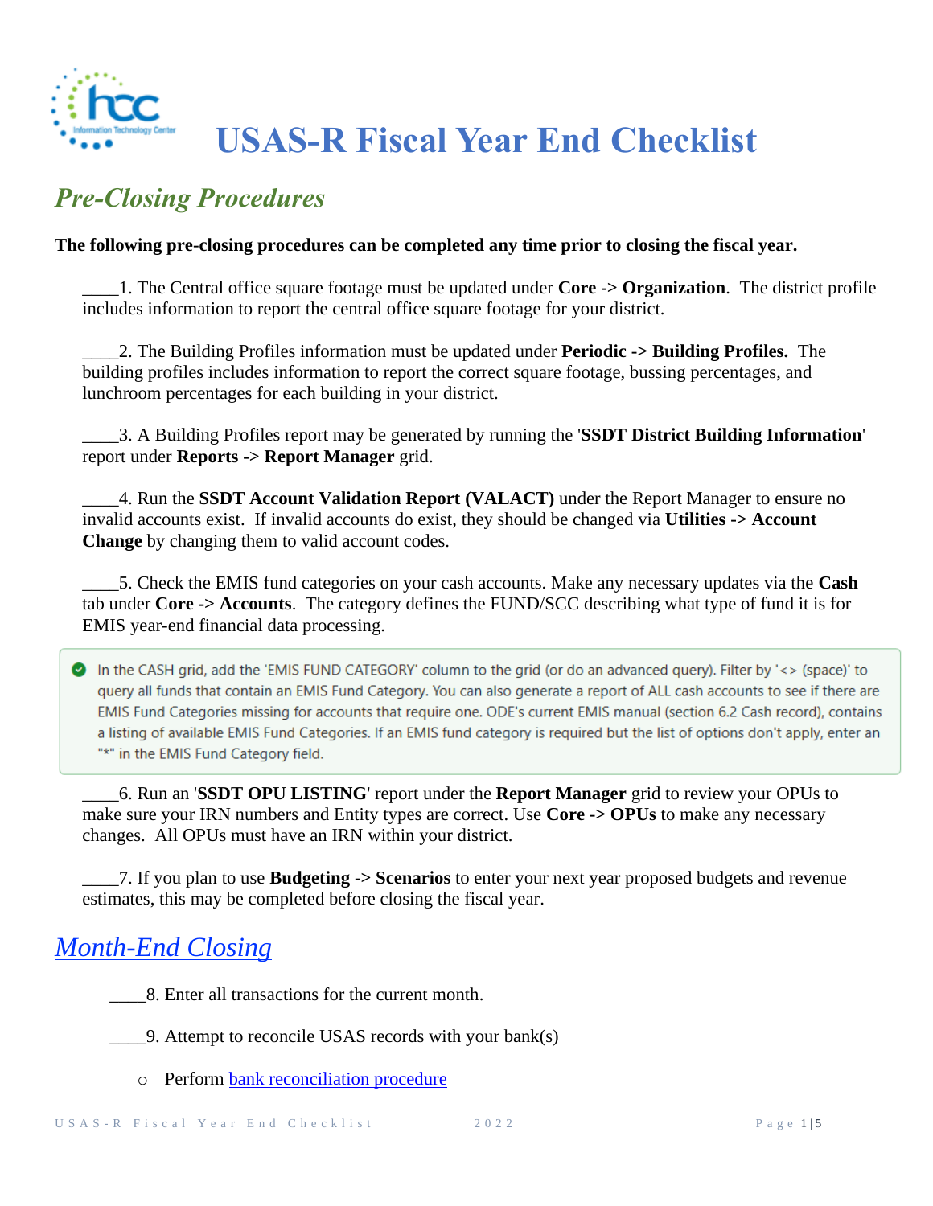# USAS-R Fiscal Year End Checklist

## *Pre-Closing Procedures*

**The following pre-closing procedures can be completed any time prior to closing the fiscal year.**

____1. The Central office square footage must be updated under **Core -> Organization**. The district profile includes information to report the central office square footage for your district.

____2. The Building Profiles information must be updated under **Periodic -> Building Profiles.** The building profiles includes information to report the correct square footage, bussing percentages, and lunchroom percentages for each building in your district.

____3. A Building Profiles report may be generated by running the '**SSDT District Building Information**' report under **Reports -> Report Manager** grid.

____4. Run the **SSDT Account Validation Report (VALACT)** under the Report Manager to ensure no invalid accounts exist. If invalid accounts do exist, they should be changed via **Utilities -> Account Change** by changing them to valid account codes.

____5. Check the EMIS fund categories on your cash accounts. Make any necessary updates via the **Cash** tab under **Core -> Accounts**. The category defines the FUND/SCC describing what type of fund it is for EMIS year-end financial data processing.

> In the CASH grid, add the 'EMIS FUND CATEGORY' column to the grid (or do an advanced query). Filter by '<> (space)' to query all funds that contain an EMIS Fund Category. You can also generate a report of ALL cash accounts to see if there are EMIS Fund Categories missing for accounts that require one. ODE's current EMIS manual (section 6.2 Cash record), contains a listing of available EMIS Fund Categories. If an EMIS fund category is required but the list of options don't apply, enter an "*" in the EMIS Fund Category field.

____6. Run an '**SSDT OPU LISTING**' report under the **Report Manager** grid to review your OPUs to make sure your IRN numbers and Entity types are correct. Use **Core -> OPUs** to make any necessary changes. All OPUs must have an IRN within your district.

____7. If you plan to use **Budgeting -> Scenarios** to enter your next year proposed budgets and revenue estimates, this may be completed before closing the fiscal year.

## *Month-End Closing*

____8. Enter all transactions for the current month.

____9. Attempt to reconcile USAS records with your bank(s)

- Perform bank reconciliation procedure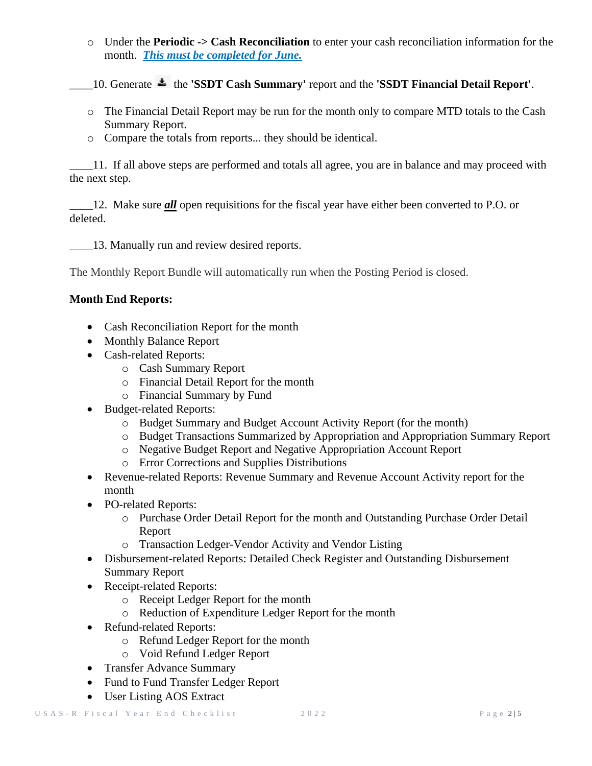- Under the **Periodic -> Cash Reconciliation** to enter your cash reconciliation information for the month. ***This must be completed for June.***

____10. Generate the **'SSDT Cash Summary'** report and the **'SSDT Financial Detail Report'**.

- The Financial Detail Report may be run for the month only to compare MTD totals to the Cash Summary Report.
- Compare the totals from reports... they should be identical.

____11. If all above steps are performed and totals all agree, you are in balance and may proceed with the next step.

____12. Make sure ***all*** open requisitions for the fiscal year have either been converted to P.O. or deleted.

____13. Manually run and review desired reports.

The Monthly Report Bundle will automatically run when the Posting Period is closed.

**Month End Reports:**

- Cash Reconciliation Report for the month
- Monthly Balance Report
- Cash-related Reports:
  - Cash Summary Report
  - Financial Detail Report for the month
  - Financial Summary by Fund
- Budget-related Reports:
  - Budget Summary and Budget Account Activity Report (for the month)
  - Budget Transactions Summarized by Appropriation and Appropriation Summary Report
  - Negative Budget Report and Negative Appropriation Account Report
  - Error Corrections and Supplies Distributions
- Revenue-related Reports: Revenue Summary and Revenue Account Activity report for the month
- PO-related Reports:
  - Purchase Order Detail Report for the month and Outstanding Purchase Order Detail Report
  - Transaction Ledger-Vendor Activity and Vendor Listing
- Disbursement-related Reports: Detailed Check Register and Outstanding Disbursement Summary Report
- Receipt-related Reports:
  - Receipt Ledger Report for the month
  - Reduction of Expenditure Ledger Report for the month
- Refund-related Reports:
  - Refund Ledger Report for the month
  - Void Refund Ledger Report
- Transfer Advance Summary
- Fund to Fund Transfer Ledger Report
- User Listing AOS Extract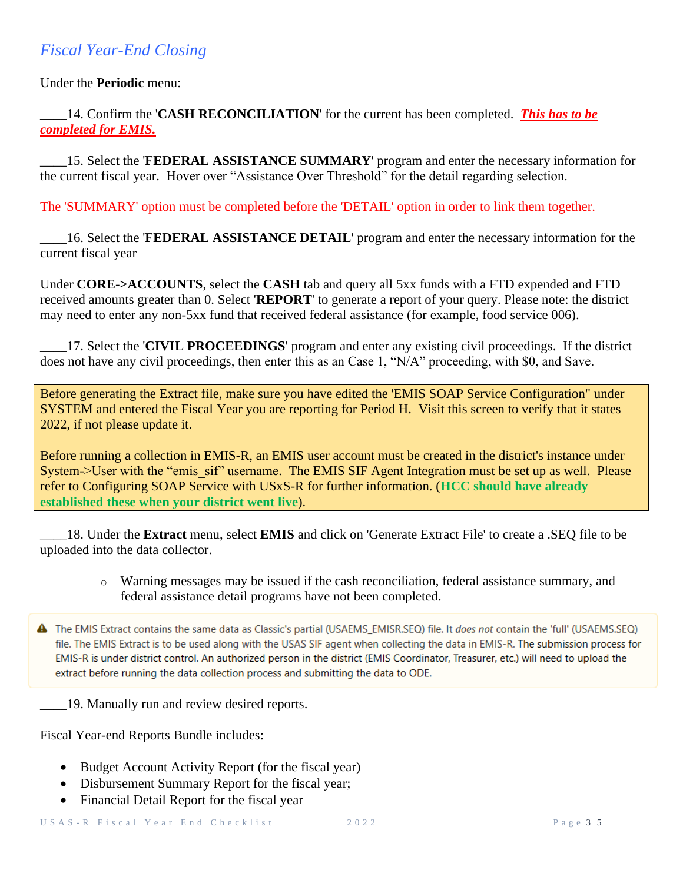## *Fiscal Year-End Closing*

Under the **Periodic** menu:

____14. Confirm the '**CASH RECONCILIATION**' for the current has been completed. ***This has to be completed for EMIS.***

____15. Select the '**FEDERAL ASSISTANCE SUMMARY**' program and enter the necessary information for the current fiscal year. Hover over "Assistance Over Threshold" for the detail regarding selection.

The 'SUMMARY' option must be completed before the 'DETAIL' option in order to link them together.

____16. Select the '**FEDERAL ASSISTANCE DETAIL**' program and enter the necessary information for the current fiscal year

Under **CORE->ACCOUNTS**, select the **CASH** tab and query all 5xx funds with a FTD expended and FTD received amounts greater than 0. Select '**REPORT**' to generate a report of your query. Please note: the district may need to enter any non-5xx fund that received federal assistance (for example, food service 006).

____17. Select the '**CIVIL PROCEEDINGS**' program and enter any existing civil proceedings. If the district does not have any civil proceedings, then enter this as an Case 1, "N/A" proceeding, with $0, and Save.

> Before generating the Extract file, make sure you have edited the 'EMIS SOAP Service Configuration" under SYSTEM and entered the Fiscal Year you are reporting for Period H. Visit this screen to verify that it states 2022, if not please update it.
>
> Before running a collection in EMIS-R, an EMIS user account must be created in the district's instance under System->User with the "emis_sif" username. The EMIS SIF Agent Integration must be set up as well. Please refer to Configuring SOAP Service with USxS-R for further information. (**HCC should have already established these when your district went live**).

____18. Under the **Extract** menu, select **EMIS** and click on 'Generate Extract File' to create a .SEQ file to be uploaded into the data collector.

- Warning messages may be issued if the cash reconciliation, federal assistance summary, and federal assistance detail programs have not been completed.

> ⚠ The EMIS Extract contains the same data as Classic's partial (USAEMS_EMISR.SEQ) file. It *does not* contain the 'full' (USAEMS.SEQ) file. The EMIS Extract is to be used along with the USAS SIF agent when collecting the data in EMIS-R. The submission process for EMIS-R is under district control. An authorized person in the district (EMIS Coordinator, Treasurer, etc.) will need to upload the extract before running the data collection process and submitting the data to ODE.

____19. Manually run and review desired reports.

Fiscal Year-end Reports Bundle includes:

- Budget Account Activity Report (for the fiscal year)
- Disbursement Summary Report for the fiscal year;
- Financial Detail Report for the fiscal year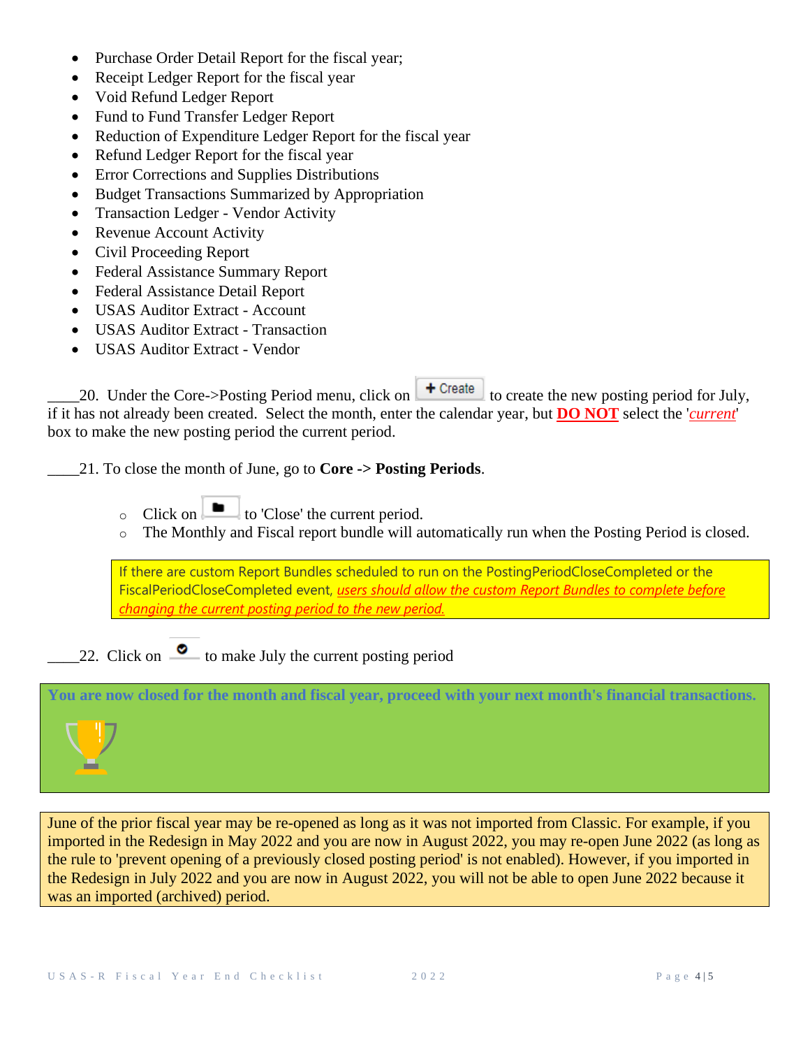- Purchase Order Detail Report for the fiscal year;
- Receipt Ledger Report for the fiscal year
- Void Refund Ledger Report
- Fund to Fund Transfer Ledger Report
- Reduction of Expenditure Ledger Report for the fiscal year
- Refund Ledger Report for the fiscal year
- Error Corrections and Supplies Distributions
- Budget Transactions Summarized by Appropriation
- Transaction Ledger - Vendor Activity
- Revenue Account Activity
- Civil Proceeding Report
- Federal Assistance Summary Report
- Federal Assistance Detail Report
- USAS Auditor Extract - Account
- USAS Auditor Extract - Transaction
- USAS Auditor Extract - Vendor

____20. Under the Core->Posting Period menu, click on **+ Create** to create the new posting period for July, if it has not already been created. Select the month, enter the calendar year, but **DO NOT** select the '*current*' box to make the new posting period the current period.

____21. To close the month of June, go to **Core -> Posting Periods**.

- Click on [folder icon] to 'Close' the current period.
- The Monthly and Fiscal report bundle will automatically run when the Posting Period is closed.

> If there are custom Report Bundles scheduled to run on the PostingPeriodCloseCompleted or the FiscalPeriodCloseCompleted event, *users should allow the custom Report Bundles to complete before changing the current posting period to the new period.*

____22. Click on [check icon] to make July the current posting period

> **You are now closed for the month and fiscal year, proceed with your next month's financial transactions.**

> June of the prior fiscal year may be re-opened as long as it was not imported from Classic. For example, if you imported in the Redesign in May 2022 and you are now in August 2022, you may re-open June 2022 (as long as the rule to 'prevent opening of a previously closed posting period' is not enabled). However, if you imported in the Redesign in July 2022 and you are now in August 2022, you will not be able to open June 2022 because it was an imported (archived) period.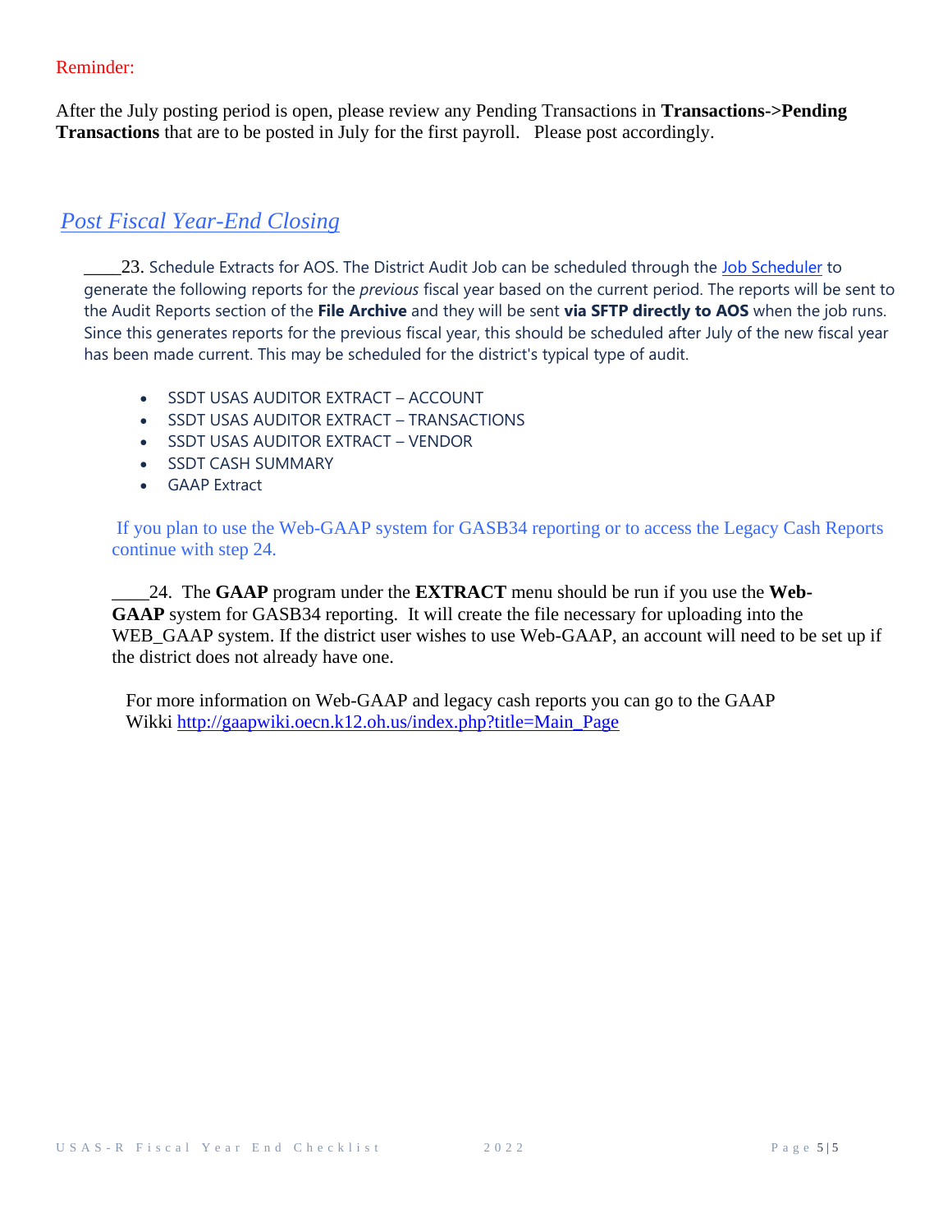Reminder:

After the July posting period is open, please review any Pending Transactions in **Transactions->Pending Transactions** that are to be posted in July for the first payroll. Please post accordingly.

## *Post Fiscal Year-End Closing*

____23. Schedule Extracts for AOS. The District Audit Job can be scheduled through the [Job Scheduler]() to generate the following reports for the *previous* fiscal year based on the current period. The reports will be sent to the Audit Reports section of the **File Archive** and they will be sent **via SFTP directly to AOS** when the job runs. Since this generates reports for the previous fiscal year, this should be scheduled after July of the new fiscal year has been made current. This may be scheduled for the district's typical type of audit.

- SSDT USAS AUDITOR EXTRACT – ACCOUNT
- SSDT USAS AUDITOR EXTRACT – TRANSACTIONS
- SSDT USAS AUDITOR EXTRACT – VENDOR
- SSDT CASH SUMMARY
- GAAP Extract

If you plan to use the Web-GAAP system for GASB34 reporting or to access the Legacy Cash Reports continue with step 24.

____24. The **GAAP** program under the **EXTRACT** menu should be run if you use the **Web-GAAP** system for GASB34 reporting. It will create the file necessary for uploading into the WEB_GAAP system. If the district user wishes to use Web-GAAP, an account will need to be set up if the district does not already have one.

For more information on Web-GAAP and legacy cash reports you can go to the GAAP Wikki http://gaapwiki.oecn.k12.oh.us/index.php?title=Main_Page